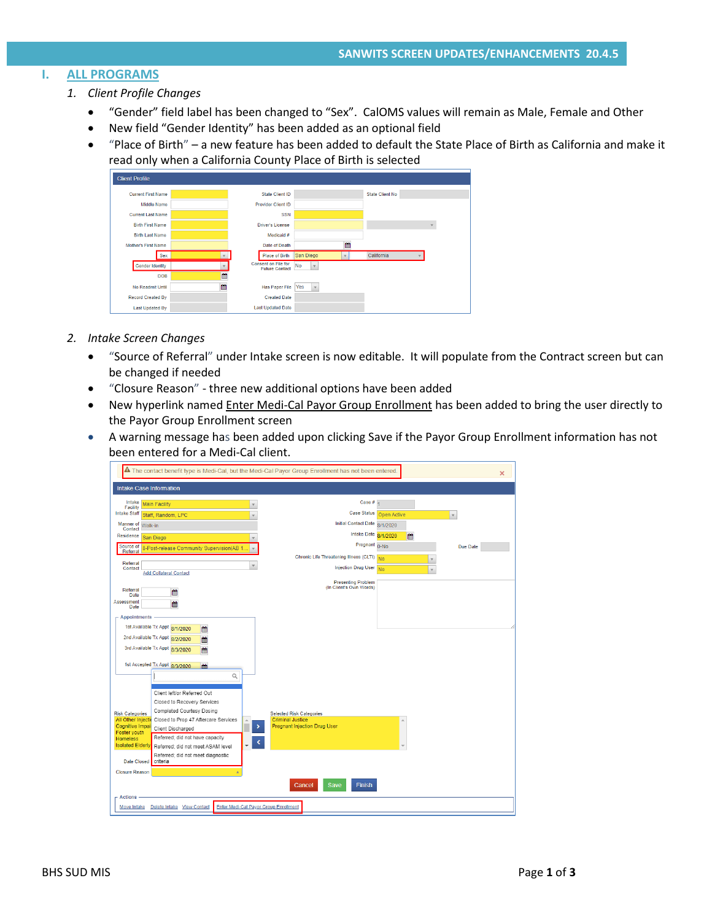# SANWITS SCREEN UPDATES/ENHANCEMENTS 20.4.5

## I. ALL PROGRAMS

### 1. *Client Profile Changes*

- "Gender" field label has been changed to "Sex". CalOMS values will remain as Male, Female and Other
- New field "Gender Identity" has been added as an optional field
- "Place of Birth" – a new feature has been added to default the State Place of Birth as California and make it read only when a California County Place of Birth is selected

### 2. *Intake Screen Changes*

- "Source of Referral" under Intake screen is now editable. It will populate from the Contract screen but can be changed if needed
- "Closure Reason" - three new additional options have been added
- New hyperlink named Enter Medi-Cal Payor Group Enrollment has been added to bring the user directly to the Payor Group Enrollment screen
- A warning message has been added upon clicking Save if the Payor Group Enrollment information has not been entered for a Medi-Cal client.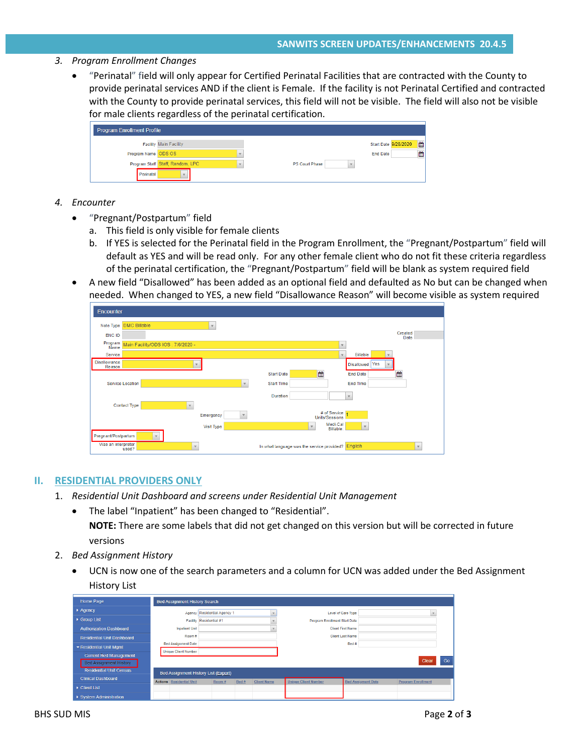3. *Program Enrollment Changes*
   - "Perinatal" field will only appear for Certified Perinatal Facilities that are contracted with the County to provide perinatal services AND if the client is Female. If the facility is not Perinatal Certified and contracted with the County to provide perinatal services, this field will not be visible. The field will also not be visible for male clients regardless of the perinatal certification.

4. *Encounter*
   - "Pregnant/Postpartum" field
     a. This field is only visible for female clients
     b. If YES is selected for the Perinatal field in the Program Enrollment, the "Pregnant/Postpartum" field will default as YES and will be read only. For any other female client who do not fit these criteria regardless of the perinatal certification, the "Pregnant/Postpartum" field will be blank as system required field
   - A new field "Disallowed" has been added as an optional field and defaulted as No but can be changed when needed. When changed to YES, a new field "Disallowance Reason" will become visible as system required

## II. RESIDENTIAL PROVIDERS ONLY

1. *Residential Unit Dashboard and screens under Residential Unit Management*
   - The label "Inpatient" has been changed to "Residential".

     **NOTE:** There are some labels that did not get changed on this version but will be corrected in future versions
2. *Bed Assignment History*
   - UCN is now one of the search parameters and a column for UCN was added under the Bed Assignment History List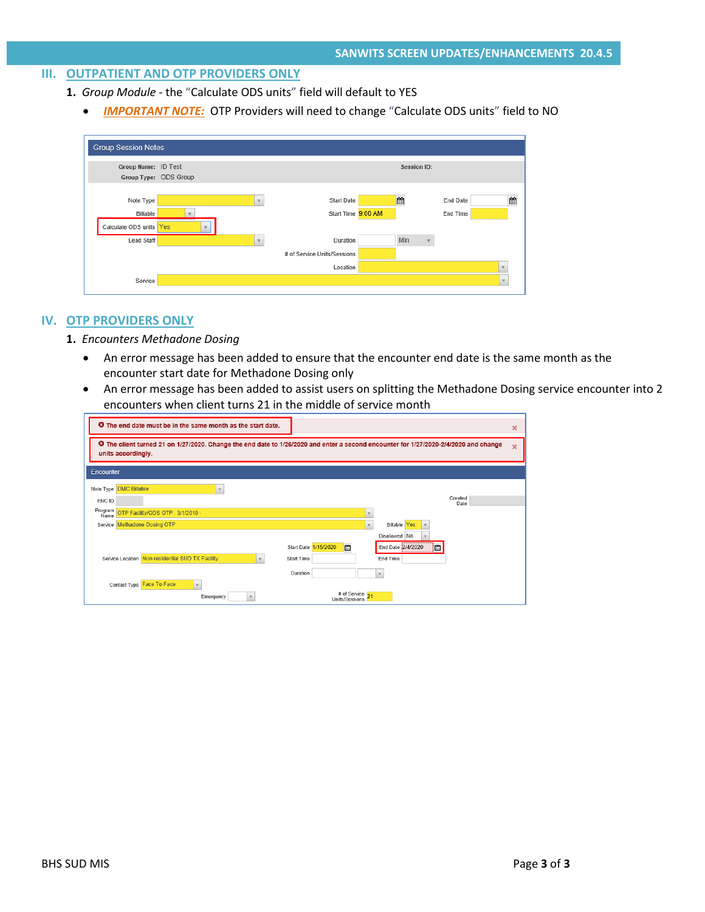## III. OUTPATIENT AND OTP PROVIDERS ONLY

1. *Group Module* - the "Calculate ODS units" field will default to YES
   - ***IMPORTANT NOTE:*** OTP Providers will need to change "Calculate ODS units" field to NO

Group Session Notes

Group Name: ID Test
Group Type: ODS Group
Session ID:

Note Type
Billable
Calculate ODS units Yes
Lead Staff
Start Date
Start Time 9:00 AM
End Date
End Time
Duration Min
# of Service Units/Sessions
Location
Service

## IV. OTP PROVIDERS ONLY

1. *Encounters Methadone Dosing*
   - An error message has been added to ensure that the encounter end date is the same month as the encounter start date for Methadone Dosing only
   - An error message has been added to assist users on splitting the Methadone Dosing service encounter into 2 encounters when client turns 21 in the middle of service month

The end date must be in the same month as the start date.

The client turned 21 on 1/27/2020. Change the end date to 1/26/2020 and enter a second encounter for 1/27/2020-2/4/2020 and change units accordingly.

Encounter

Note Type DMC Billable
ENC ID
Program Name OTP Facility/ODS OTP : 3/1/2019 -
Service Methadone Dosing OTP
Created Date
Billable Yes
Disallowed No
Start Date 1/15/2020
End Date 2/4/2020
Service Location Non-residential SUD TX Facility
Start Time
End Time
Duration
Contact Type Face To Face
Emergency
# of Service Units/Sessions 21